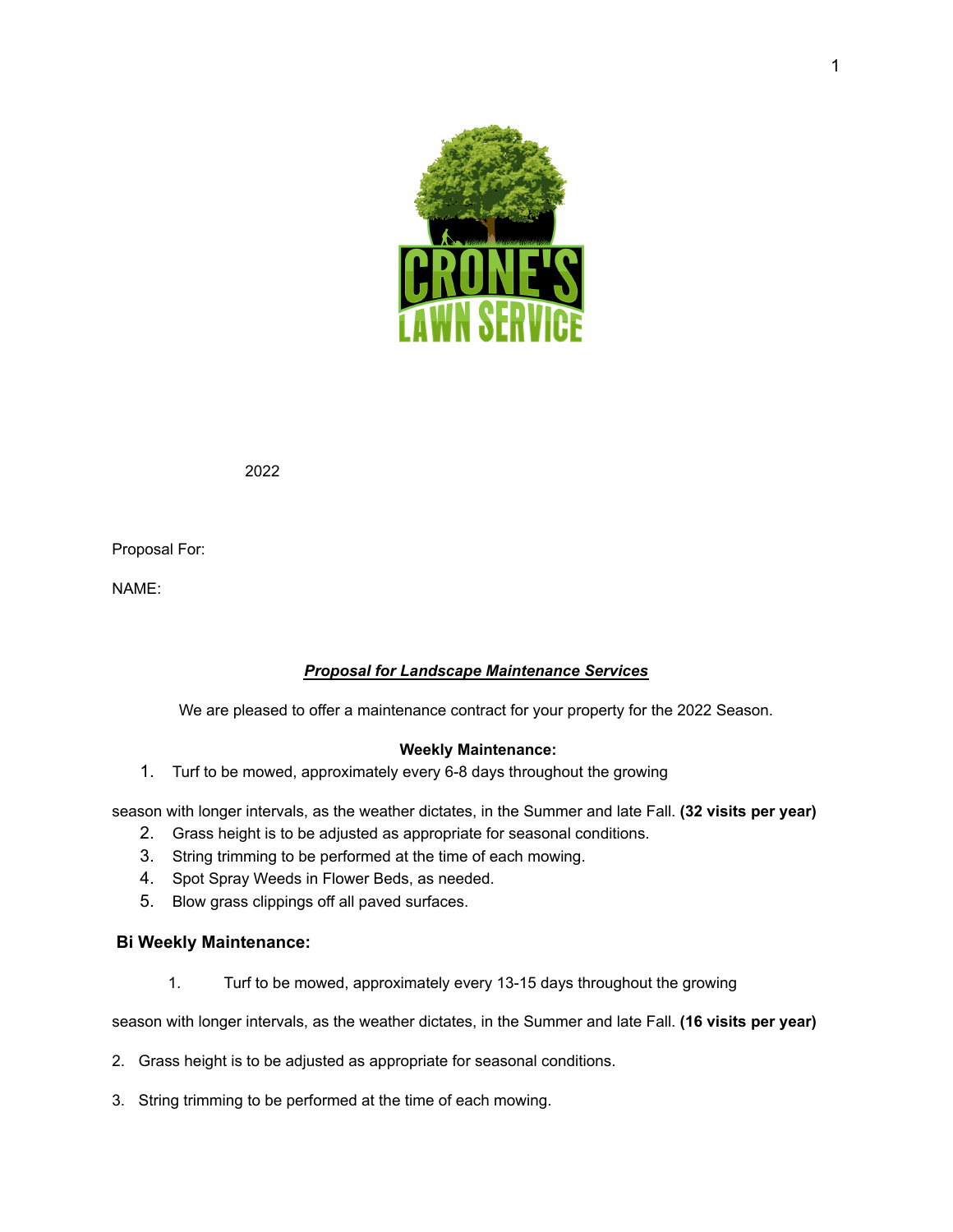CRONE'S LAWN SERVICE

2022

Proposal For:

NAME:

***Proposal for Landscape Maintenance Services***

We are pleased to offer a maintenance contract for your property for the 2022 Season.

**Weekly Maintenance:**

1. Turf to be mowed, approximately every 6-8 days throughout the growing

season with longer intervals, as the weather dictates, in the Summer and late Fall. **(32 visits per year)**

2. Grass height is to be adjusted as appropriate for seasonal conditions.
3. String trimming to be performed at the time of each mowing.
4. Spot Spray Weeds in Flower Beds, as needed.
5. Blow grass clippings off all paved surfaces.

**Bi Weekly Maintenance:**

1. Turf to be mowed, approximately every 13-15 days throughout the growing

season with longer intervals, as the weather dictates, in the Summer and late Fall. **(16 visits per year)**

2. Grass height is to be adjusted as appropriate for seasonal conditions.

3. String trimming to be performed at the time of each mowing.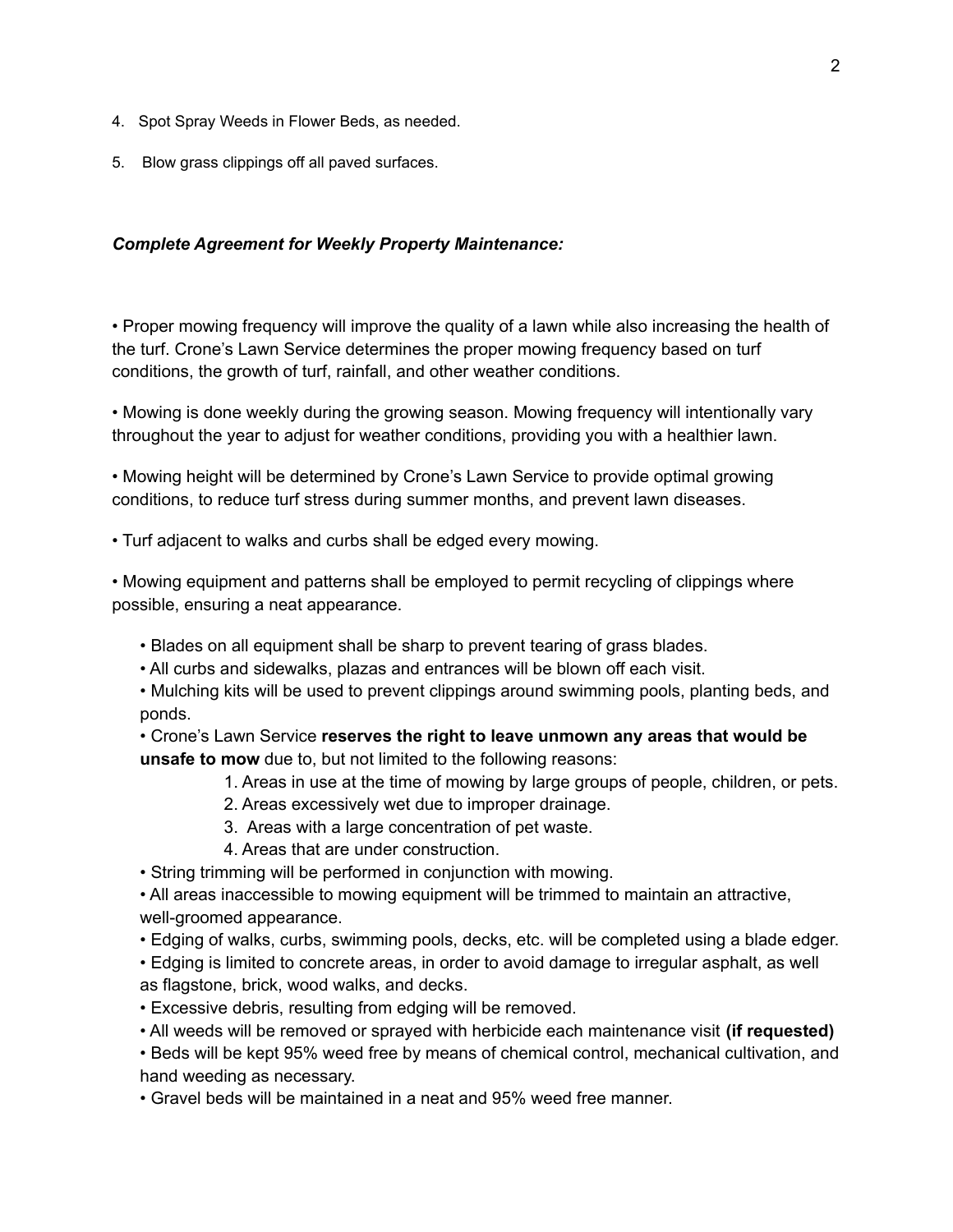4. Spot Spray Weeds in Flower Beds, as needed.

5. Blow grass clippings off all paved surfaces.

***Complete Agreement for Weekly Property Maintenance:***

• Proper mowing frequency will improve the quality of a lawn while also increasing the health of the turf. Crone's Lawn Service determines the proper mowing frequency based on turf conditions, the growth of turf, rainfall, and other weather conditions.

• Mowing is done weekly during the growing season. Mowing frequency will intentionally vary throughout the year to adjust for weather conditions, providing you with a healthier lawn.

• Mowing height will be determined by Crone's Lawn Service to provide optimal growing conditions, to reduce turf stress during summer months, and prevent lawn diseases.

• Turf adjacent to walks and curbs shall be edged every mowing.

• Mowing equipment and patterns shall be employed to permit recycling of clippings where possible, ensuring a neat appearance.

- • Blades on all equipment shall be sharp to prevent tearing of grass blades.
- • All curbs and sidewalks, plazas and entrances will be blown off each visit.
- • Mulching kits will be used to prevent clippings around swimming pools, planting beds, and ponds.
- • Crone's Lawn Service **reserves the right to leave unmown any areas that would be unsafe to mow** due to, but not limited to the following reasons:
    1. Areas in use at the time of mowing by large groups of people, children, or pets.
    2. Areas excessively wet due to improper drainage.
    3. Areas with a large concentration of pet waste.
    4. Areas that are under construction.
- • String trimming will be performed in conjunction with mowing.
- • All areas inaccessible to mowing equipment will be trimmed to maintain an attractive, well-groomed appearance.
- • Edging of walks, curbs, swimming pools, decks, etc. will be completed using a blade edger.
- • Edging is limited to concrete areas, in order to avoid damage to irregular asphalt, as well as flagstone, brick, wood walks, and decks.
- • Excessive debris, resulting from edging will be removed.
- • All weeds will be removed or sprayed with herbicide each maintenance visit **(if requested)**
- • Beds will be kept 95% weed free by means of chemical control, mechanical cultivation, and hand weeding as necessary.
- • Gravel beds will be maintained in a neat and 95% weed free manner.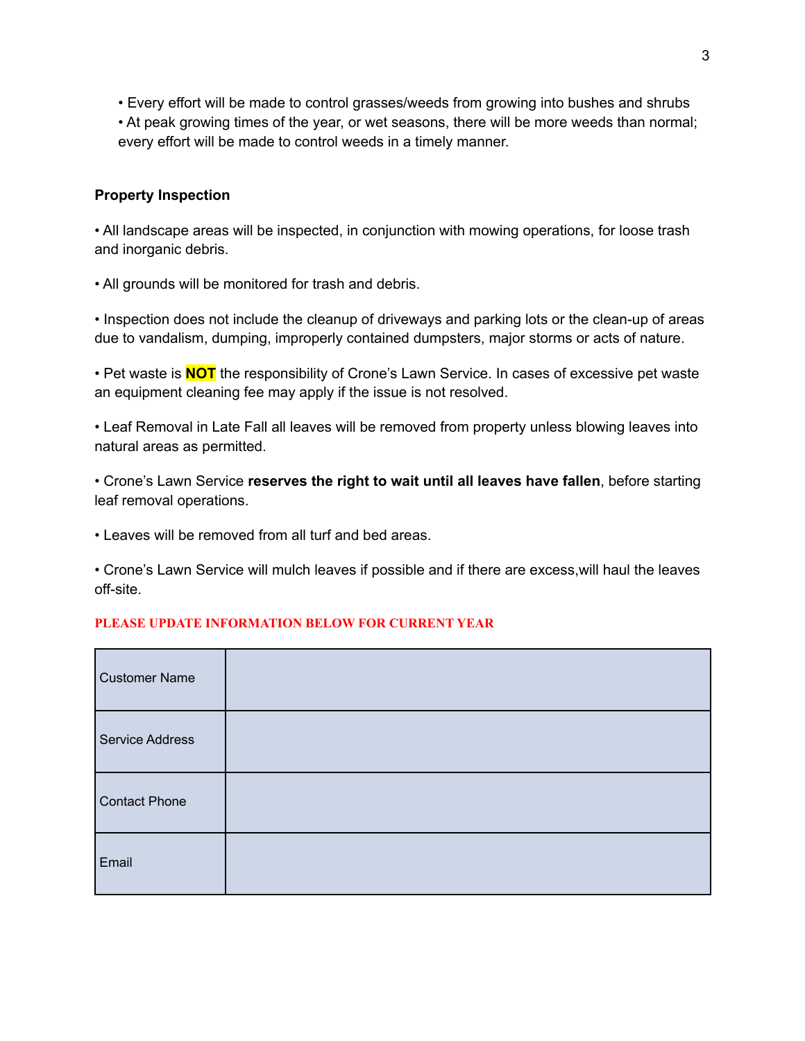• Every effort will be made to control grasses/weeds from growing into bushes and shrubs
• At peak growing times of the year, or wet seasons, there will be more weeds than normal; every effort will be made to control weeds in a timely manner.

**Property Inspection**

• All landscape areas will be inspected, in conjunction with mowing operations, for loose trash and inorganic debris.

• All grounds will be monitored for trash and debris.

• Inspection does not include the cleanup of driveways and parking lots or the clean-up of areas due to vandalism, dumping, improperly contained dumpsters, major storms or acts of nature.

• Pet waste is **NOT** the responsibility of Crone's Lawn Service. In cases of excessive pet waste an equipment cleaning fee may apply if the issue is not resolved.

• Leaf Removal in Late Fall all leaves will be removed from property unless blowing leaves into natural areas as permitted.

• Crone's Lawn Service **reserves the right to wait until all leaves have fallen**, before starting leaf removal operations.

• Leaves will be removed from all turf and bed areas.

• Crone's Lawn Service will mulch leaves if possible and if there are excess,will haul the leaves off-site.

**PLEASE UPDATE INFORMATION BELOW FOR CURRENT YEAR**

| Customer Name | |
|---|---|
| Service Address | |
| Contact Phone | |
| Email | |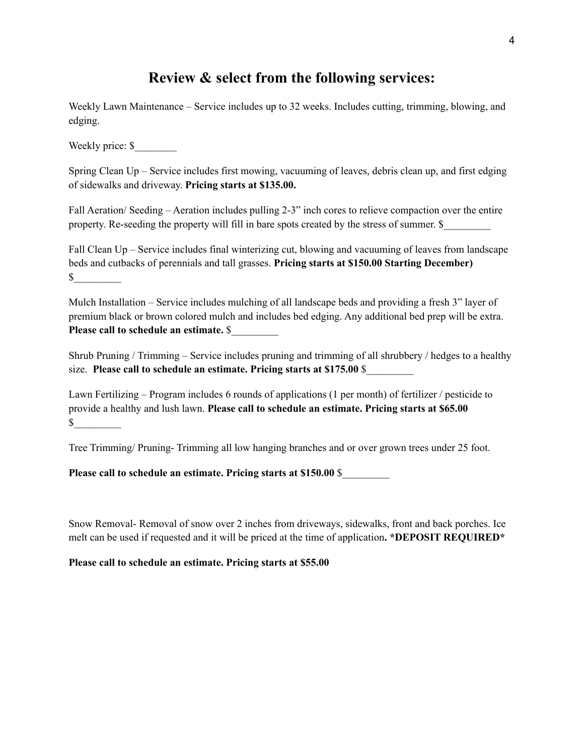# Review & select from the following services:

Weekly Lawn Maintenance – Service includes up to 32 weeks. Includes cutting, trimming, blowing, and edging.

Weekly price: $________

Spring Clean Up – Service includes first mowing, vacuuming of leaves, debris clean up, and first edging of sidewalks and driveway. **Pricing starts at $135.00.**

Fall Aeration/ Seeding – Aeration includes pulling 2-3" inch cores to relieve compaction over the entire property. Re-seeding the property will fill in bare spots created by the stress of summer. $_________

Fall Clean Up – Service includes final winterizing cut, blowing and vacuuming of leaves from landscape beds and cutbacks of perennials and tall grasses. **Pricing starts at $150.00 Starting December)** $_________

Mulch Installation – Service includes mulching of all landscape beds and providing a fresh 3" layer of premium black or brown colored mulch and includes bed edging. Any additional bed prep will be extra. **Please call to schedule an estimate.** $_________

Shrub Pruning / Trimming – Service includes pruning and trimming of all shrubbery / hedges to a healthy size. **Please call to schedule an estimate. Pricing starts at $175.00** $_________

Lawn Fertilizing – Program includes 6 rounds of applications (1 per month) of fertilizer / pesticide to provide a healthy and lush lawn. **Please call to schedule an estimate. Pricing starts at $65.00** $_________

Tree Trimming/ Pruning- Trimming all low hanging branches and or over grown trees under 25 foot.

**Please call to schedule an estimate. Pricing starts at $150.00** $_________

Snow Removal- Removal of snow over 2 inches from driveways, sidewalks, front and back porches. Ice melt can be used if requested and it will be priced at the time of application**. *DEPOSIT REQUIRED***

**Please call to schedule an estimate. Pricing starts at $55.00**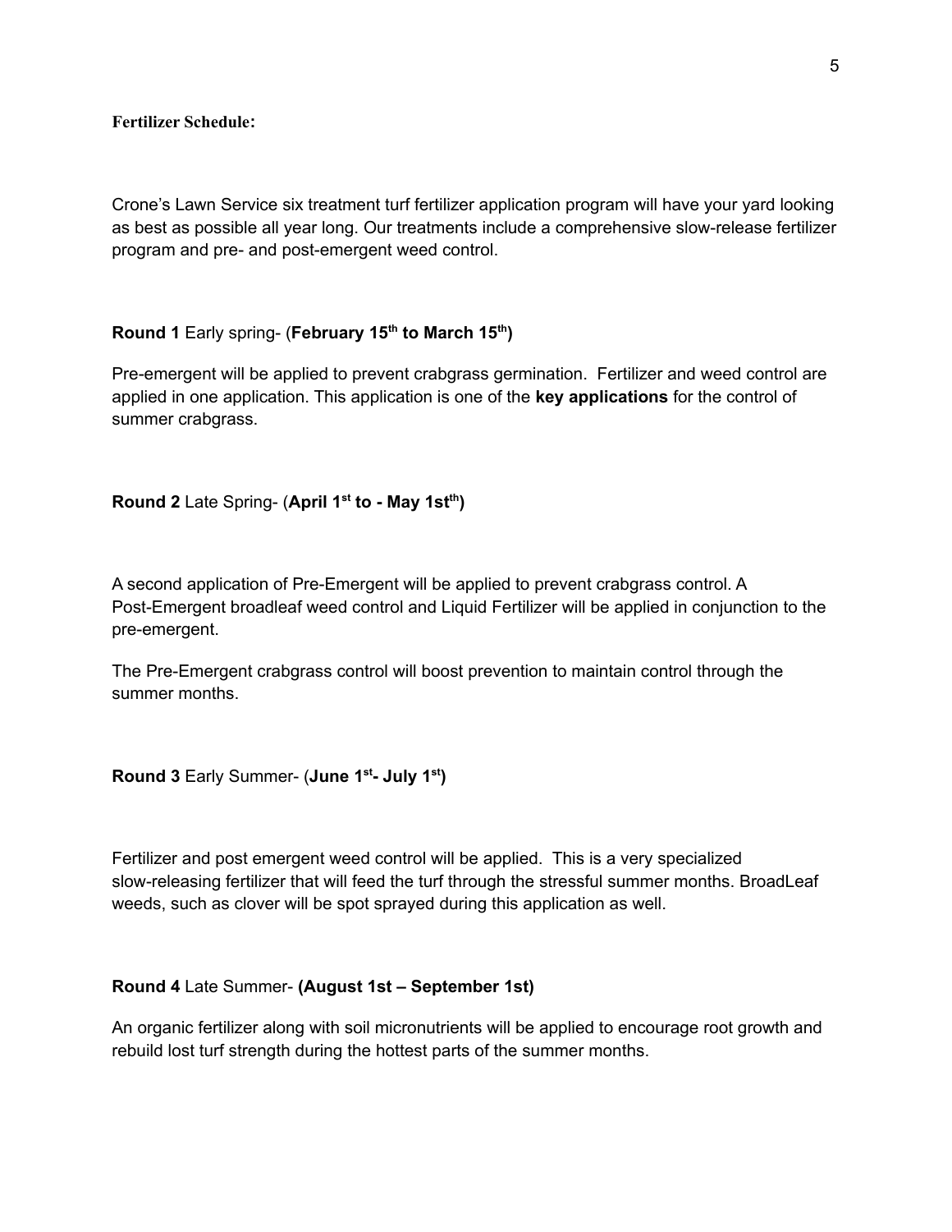**Fertilizer Schedule:**

Crone's Lawn Service six treatment turf fertilizer application program will have your yard looking as best as possible all year long. Our treatments include a comprehensive slow-release fertilizer program and pre- and post-emergent weed control.

**Round 1** Early spring- (**February 15th to March 15th)**

Pre-emergent will be applied to prevent crabgrass germination. Fertilizer and weed control are applied in one application. This application is one of the **key applications** for the control of summer crabgrass.

**Round 2** Late Spring- (**April 1st to - May 1stth)**

A second application of Pre-Emergent will be applied to prevent crabgrass control. A Post-Emergent broadleaf weed control and Liquid Fertilizer will be applied in conjunction to the pre-emergent.

The Pre-Emergent crabgrass control will boost prevention to maintain control through the summer months.

**Round 3** Early Summer- (**June 1st- July 1st)**

Fertilizer and post emergent weed control will be applied. This is a very specialized slow-releasing fertilizer that will feed the turf through the stressful summer months. BroadLeaf weeds, such as clover will be spot sprayed during this application as well.

**Round 4** Late Summer- **(August 1st – September 1st)**

An organic fertilizer along with soil micronutrients will be applied to encourage root growth and rebuild lost turf strength during the hottest parts of the summer months.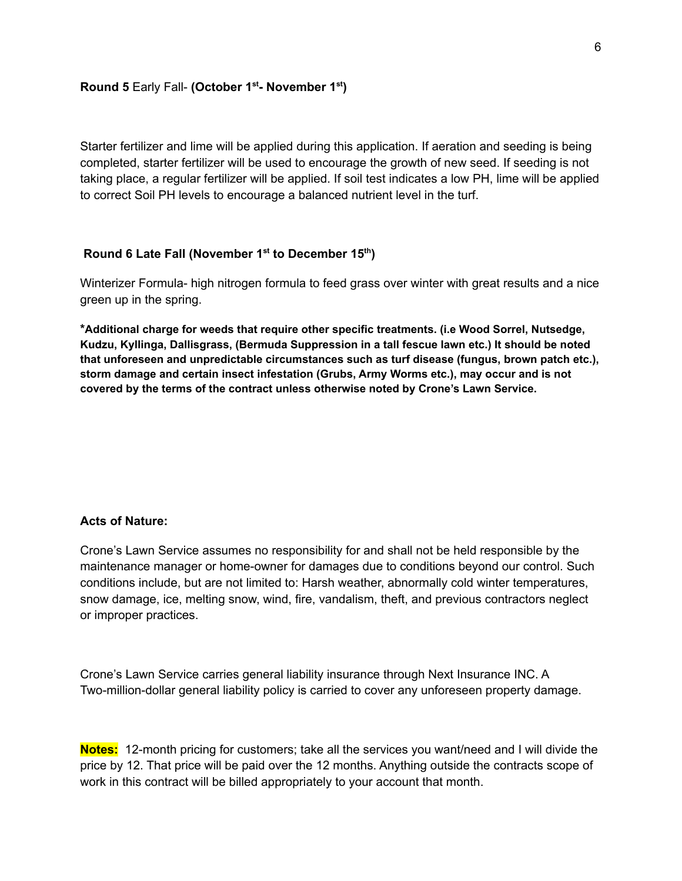**Round 5** Early Fall- **(October 1st- November 1st)**

Starter fertilizer and lime will be applied during this application. If aeration and seeding is being completed, starter fertilizer will be used to encourage the growth of new seed. If seeding is not taking place, a regular fertilizer will be applied. If soil test indicates a low PH, lime will be applied to correct Soil PH levels to encourage a balanced nutrient level in the turf.

**Round 6 Late Fall (November 1st to December 15th)**

Winterizer Formula- high nitrogen formula to feed grass over winter with great results and a nice green up in the spring.

**\*Additional charge for weeds that require other specific treatments. (i.e Wood Sorrel, Nutsedge, Kudzu, Kyllinga, Dallisgrass, (Bermuda Suppression in a tall fescue lawn etc.) It should be noted that unforeseen and unpredictable circumstances such as turf disease (fungus, brown patch etc.), storm damage and certain insect infestation (Grubs, Army Worms etc.), may occur and is not covered by the terms of the contract unless otherwise noted by Crone's Lawn Service.**

**Acts of Nature:**

Crone's Lawn Service assumes no responsibility for and shall not be held responsible by the maintenance manager or home-owner for damages due to conditions beyond our control. Such conditions include, but are not limited to: Harsh weather, abnormally cold winter temperatures, snow damage, ice, melting snow, wind, fire, vandalism, theft, and previous contractors neglect or improper practices.

Crone's Lawn Service carries general liability insurance through Next Insurance INC. A Two-million-dollar general liability policy is carried to cover any unforeseen property damage.

**Notes:** 12-month pricing for customers; take all the services you want/need and I will divide the price by 12. That price will be paid over the 12 months. Anything outside the contracts scope of work in this contract will be billed appropriately to your account that month.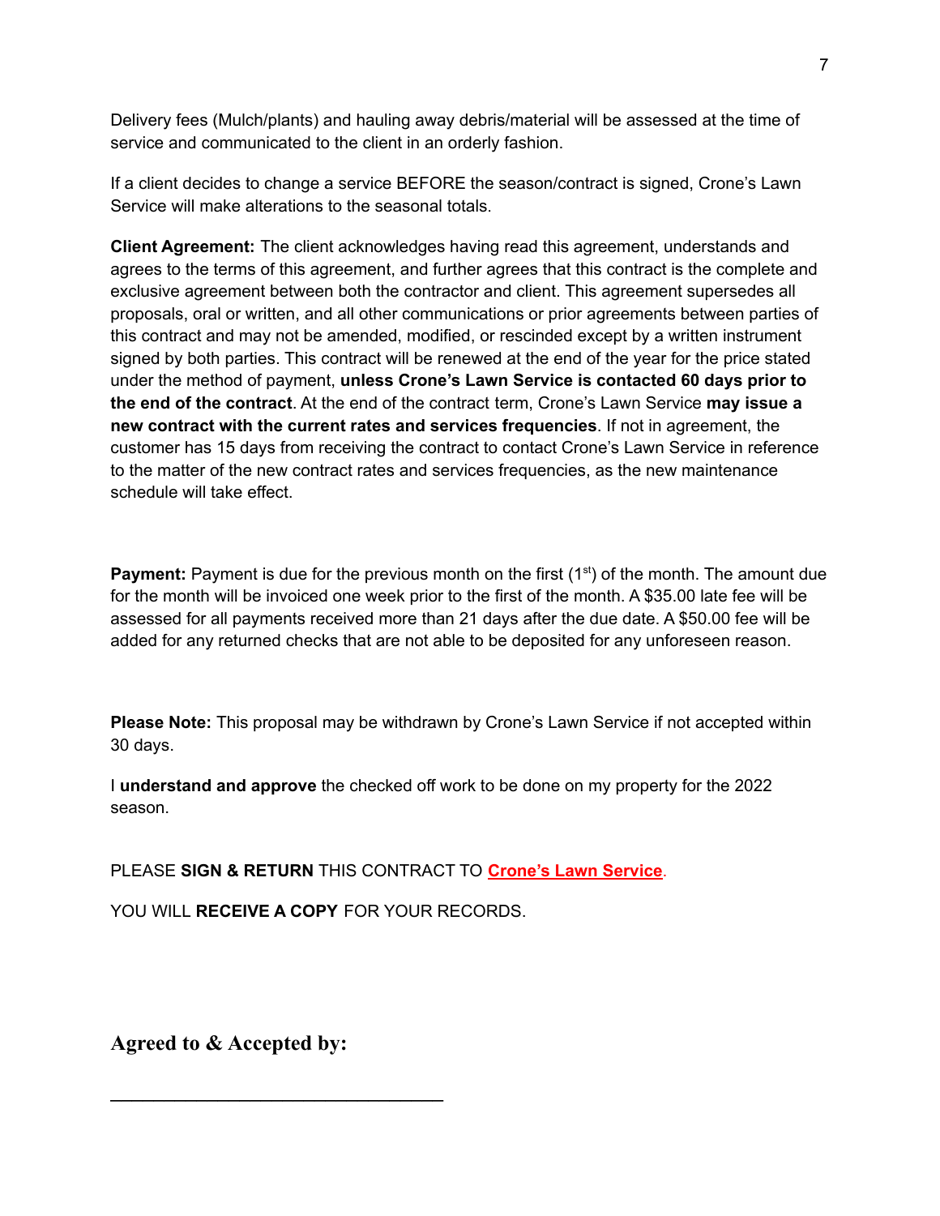Delivery fees (Mulch/plants) and hauling away debris/material will be assessed at the time of service and communicated to the client in an orderly fashion.

If a client decides to change a service BEFORE the season/contract is signed, Crone's Lawn Service will make alterations to the seasonal totals.

**Client Agreement:** The client acknowledges having read this agreement, understands and agrees to the terms of this agreement, and further agrees that this contract is the complete and exclusive agreement between both the contractor and client. This agreement supersedes all proposals, oral or written, and all other communications or prior agreements between parties of this contract and may not be amended, modified, or rescinded except by a written instrument signed by both parties. This contract will be renewed at the end of the year for the price stated under the method of payment, **unless Crone's Lawn Service is contacted 60 days prior to the end of the contract**. At the end of the contract term, Crone's Lawn Service **may issue a new contract with the current rates and services frequencies**. If not in agreement, the customer has 15 days from receiving the contract to contact Crone's Lawn Service in reference to the matter of the new contract rates and services frequencies, as the new maintenance schedule will take effect.

**Payment:** Payment is due for the previous month on the first (1st) of the month. The amount due for the month will be invoiced one week prior to the first of the month. A $35.00 late fee will be assessed for all payments received more than 21 days after the due date. A $50.00 fee will be added for any returned checks that are not able to be deposited for any unforeseen reason.

**Please Note:** This proposal may be withdrawn by Crone's Lawn Service if not accepted within 30 days.

I **understand and approve** the checked off work to be done on my property for the 2022 season.

PLEASE **SIGN & RETURN** THIS CONTRACT TO **Crone's Lawn Service**.

YOU WILL **RECEIVE A COPY** FOR YOUR RECORDS.

**Agreed to & Accepted by:**

\_\_\_\_\_\_\_\_\_\_\_\_\_\_\_\_\_\_\_\_\_\_\_\_\_\_\_\_\_\_\_\_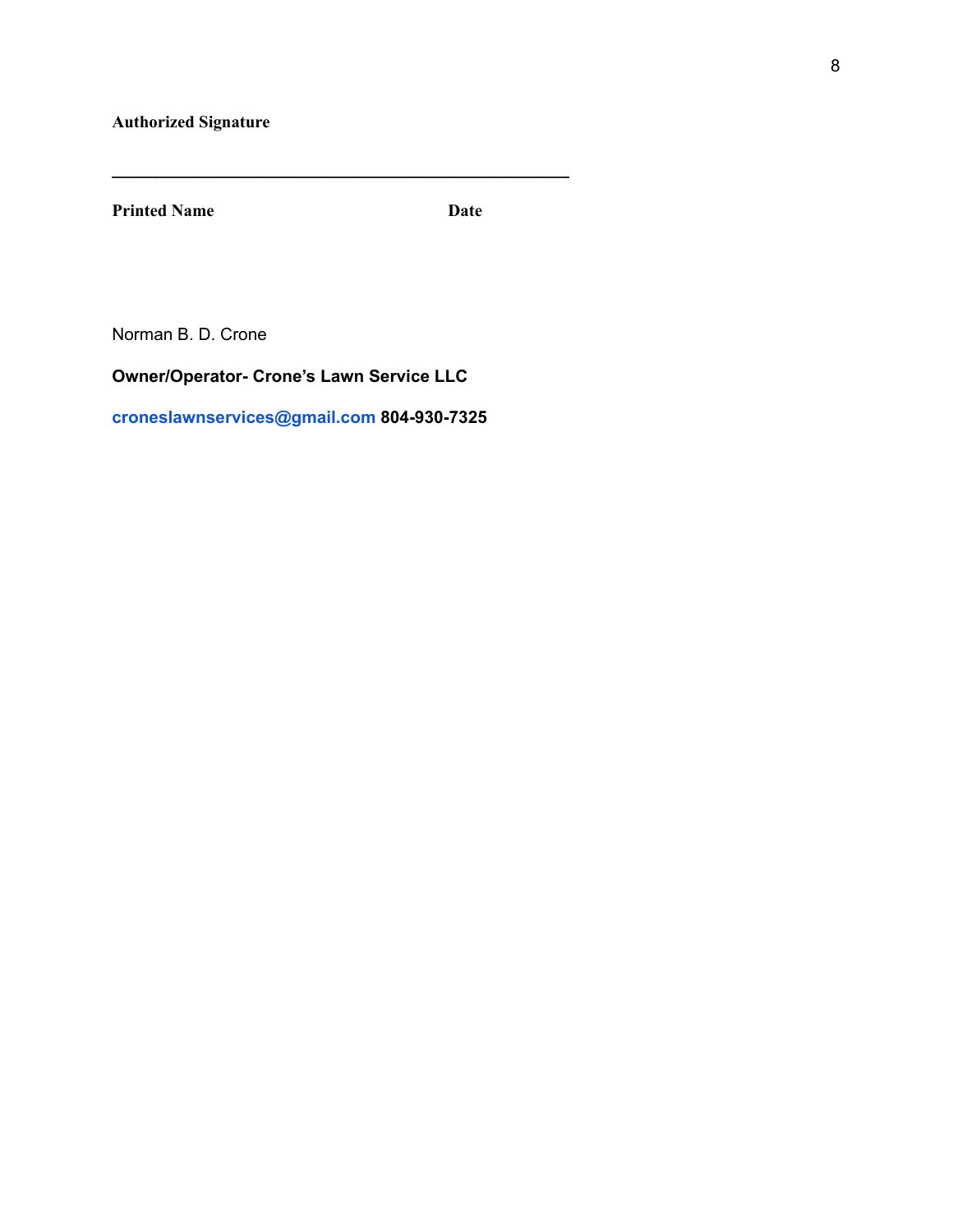**Authorized Signature**

\_\_\_\_\_\_\_\_\_\_\_\_\_\_\_\_\_\_\_\_\_\_\_\_\_\_\_\_\_\_\_\_\_\_\_\_\_\_\_\_\_\_\_\_\_\_\_\_\_\_\_

**Printed Name** **Date**

Norman B. D. Crone

**Owner/Operator- Crone's Lawn Service LLC**

**croneslawnservices@gmail.com 804-930-7325**